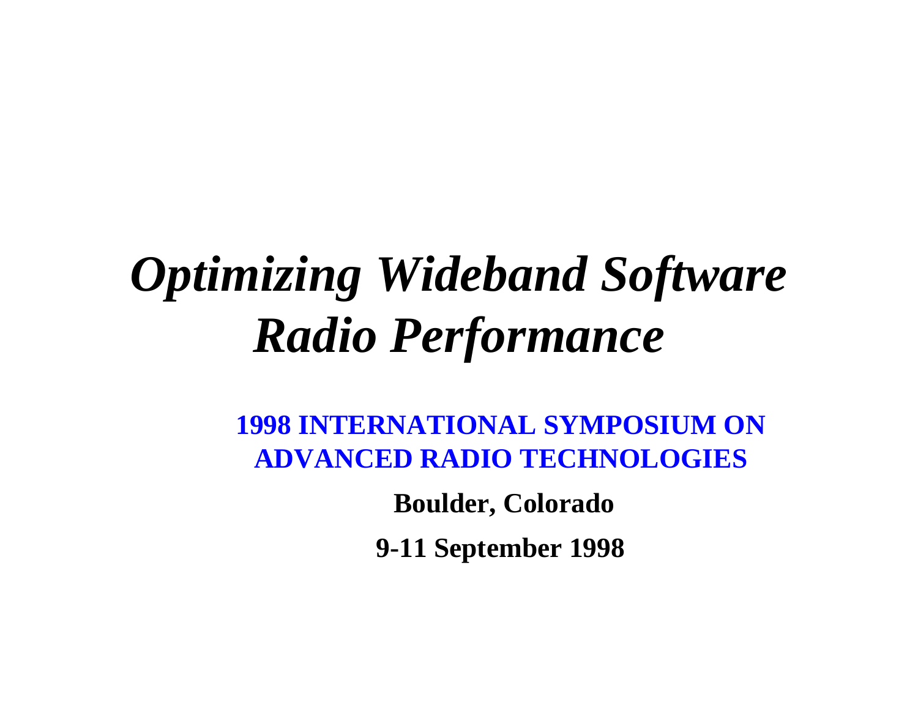# *Optimizing Wideband Software Radio Performance*

**1998 INTERNATIONAL SYMPOSIUM ON ADVANCED RADIO TECHNOLOGIES**

**Boulder, Colorado**

**9-11 September 1998**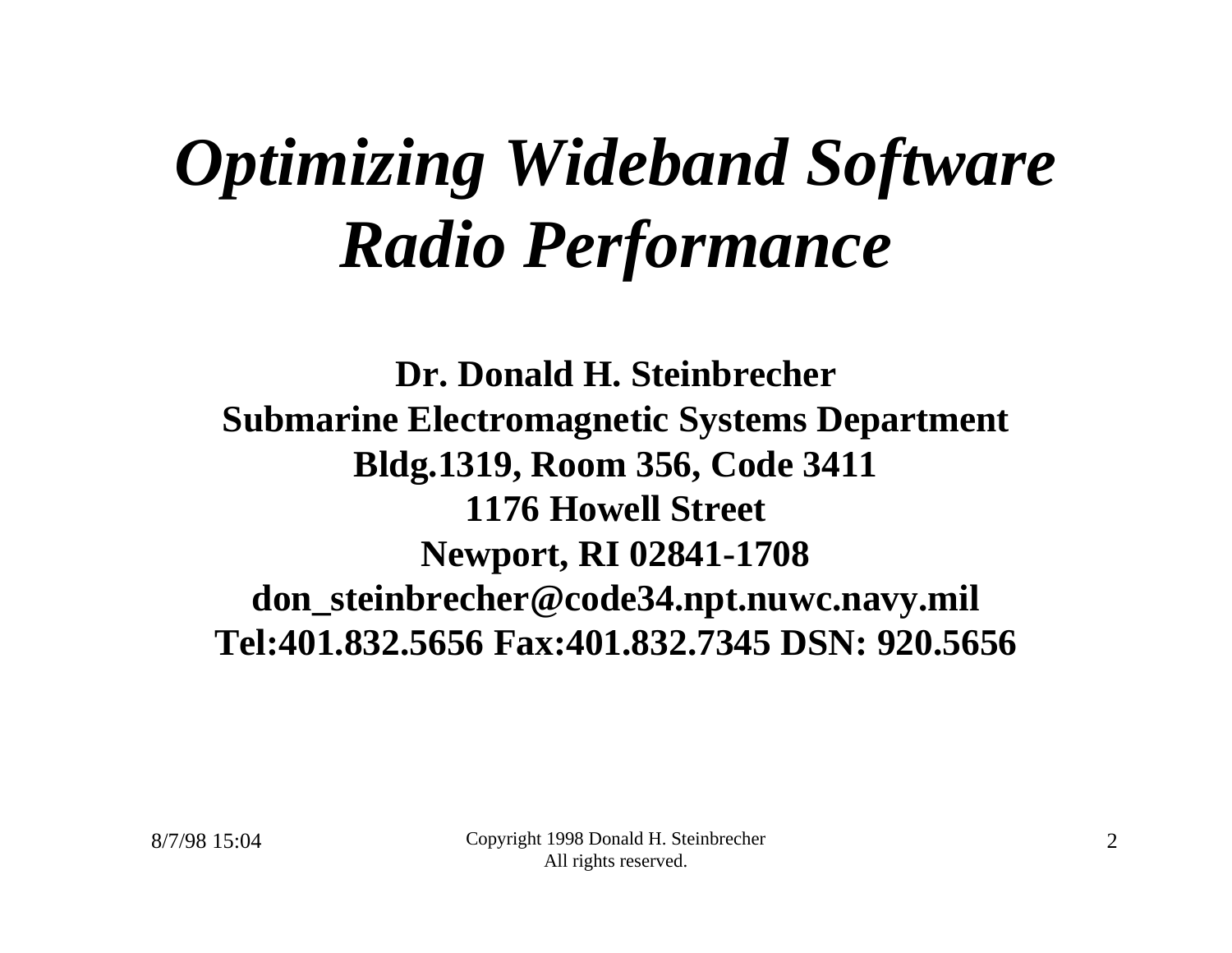# *Optimizing Wideband Software Radio Performance*

**Dr. Donald H. Steinbrecher**
**Submarine Electromagnetic Systems Department**
**Bldg.1319, Room 356, Code 3411**
**1176 Howell Street**
**Newport, RI 02841-1708**
**don_steinbrecher@code34.npt.nuwc.navy.mil**
**Tel:401.832.5656 Fax:401.832.7345 DSN: 920.5656**

Copyright 1998 Donald H. Steinbrecher
All rights reserved.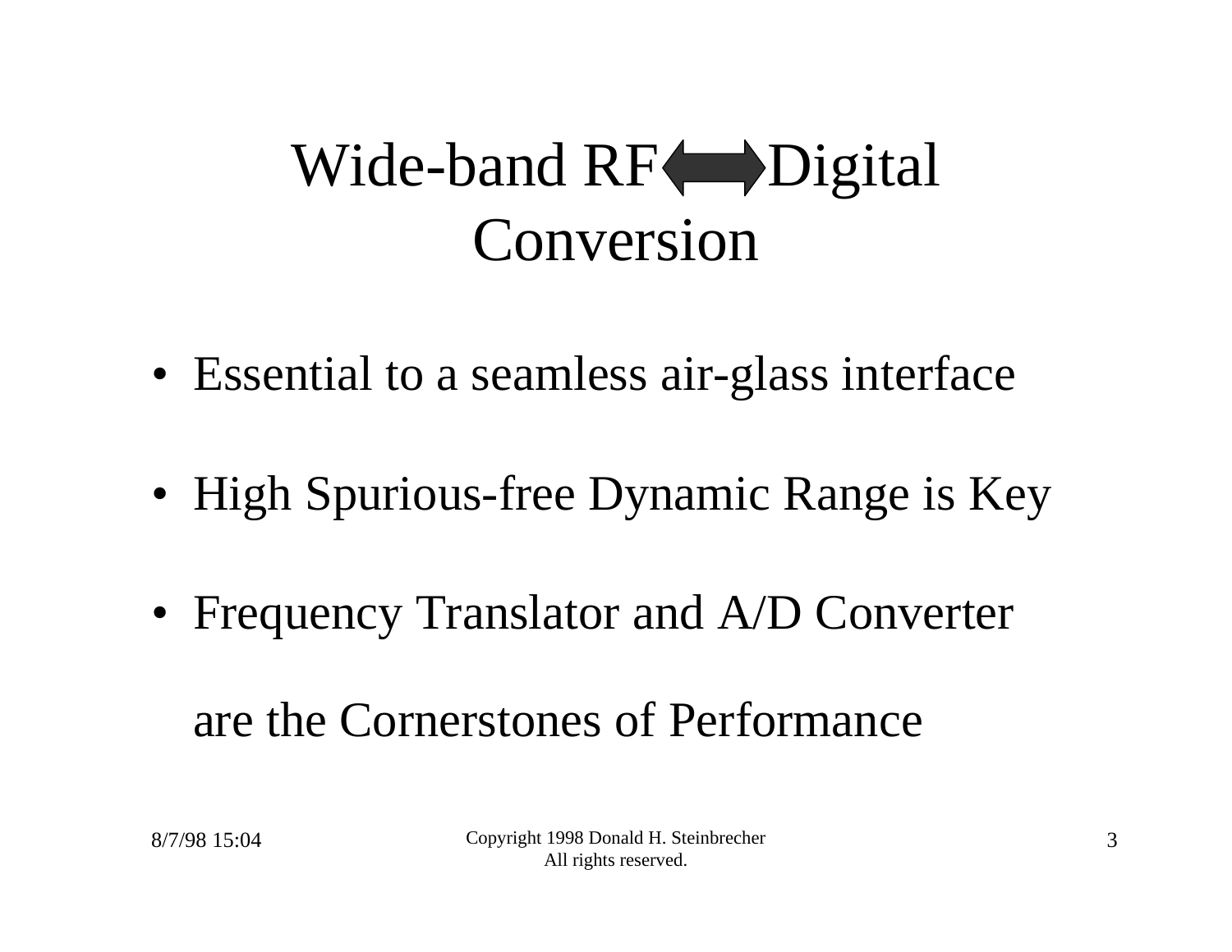# Wide-band RF ⟺ Digital Conversion

- Essential to a seamless air-glass interface
- High Spurious-free Dynamic Range is Key
- Frequency Translator and A/D Converter are the Cornerstones of Performance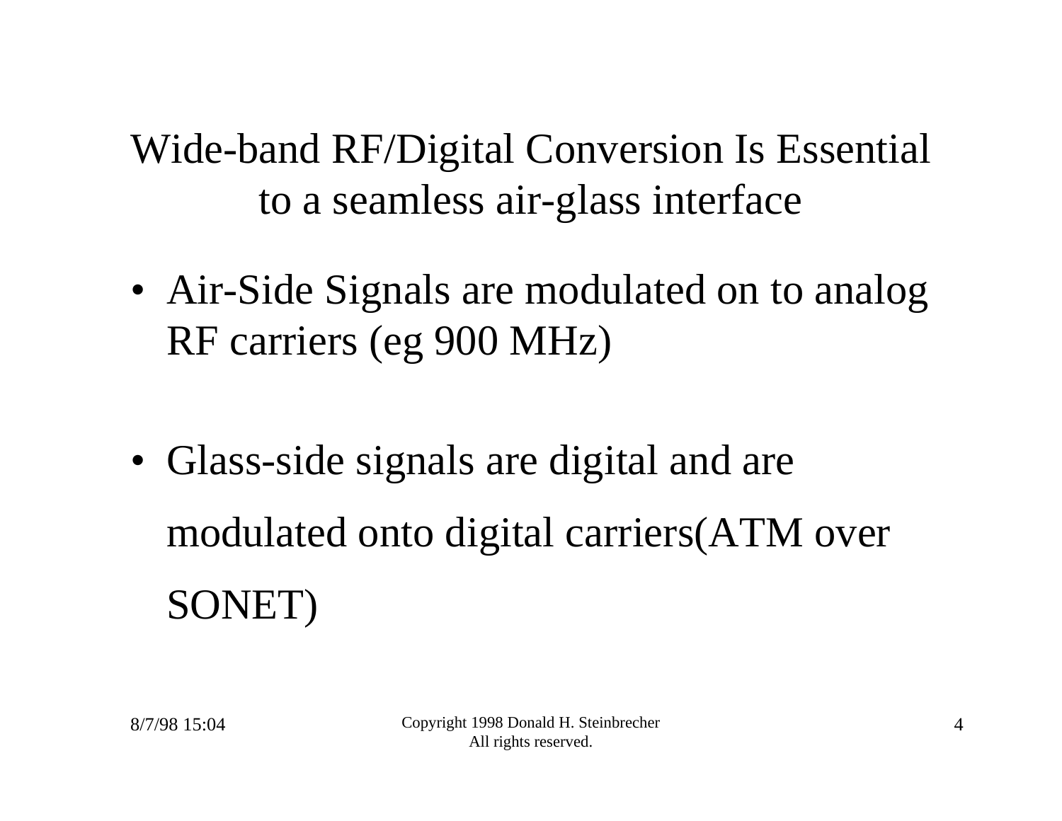# Wide-band RF/Digital Conversion Is Essential to a seamless air-glass interface

- Air-Side Signals are modulated on to analog RF carriers (eg 900 MHz)

- Glass-side signals are digital and are modulated onto digital carriers(ATM over SONET)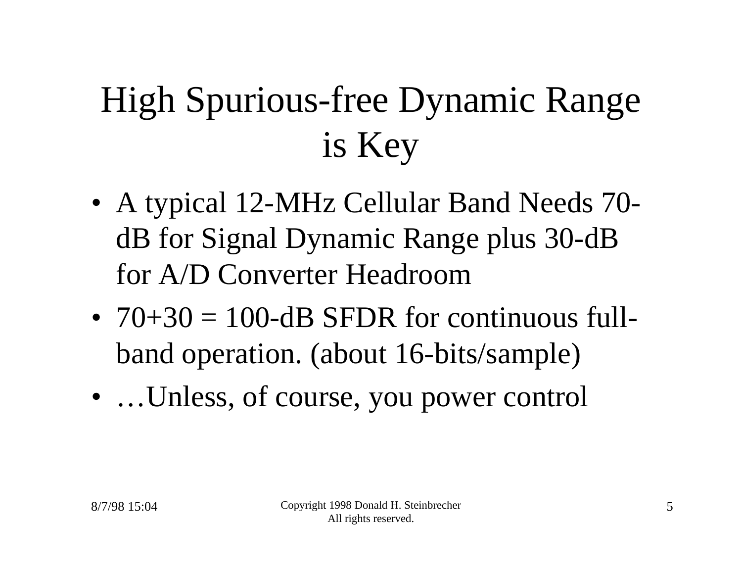# High Spurious-free Dynamic Range is Key

- A typical 12-MHz Cellular Band Needs 70-dB for Signal Dynamic Range plus 30-dB for A/D Converter Headroom
- 70+30 = 100-dB SFDR for continuous full-band operation. (about 16-bits/sample)
- …Unless, of course, you power control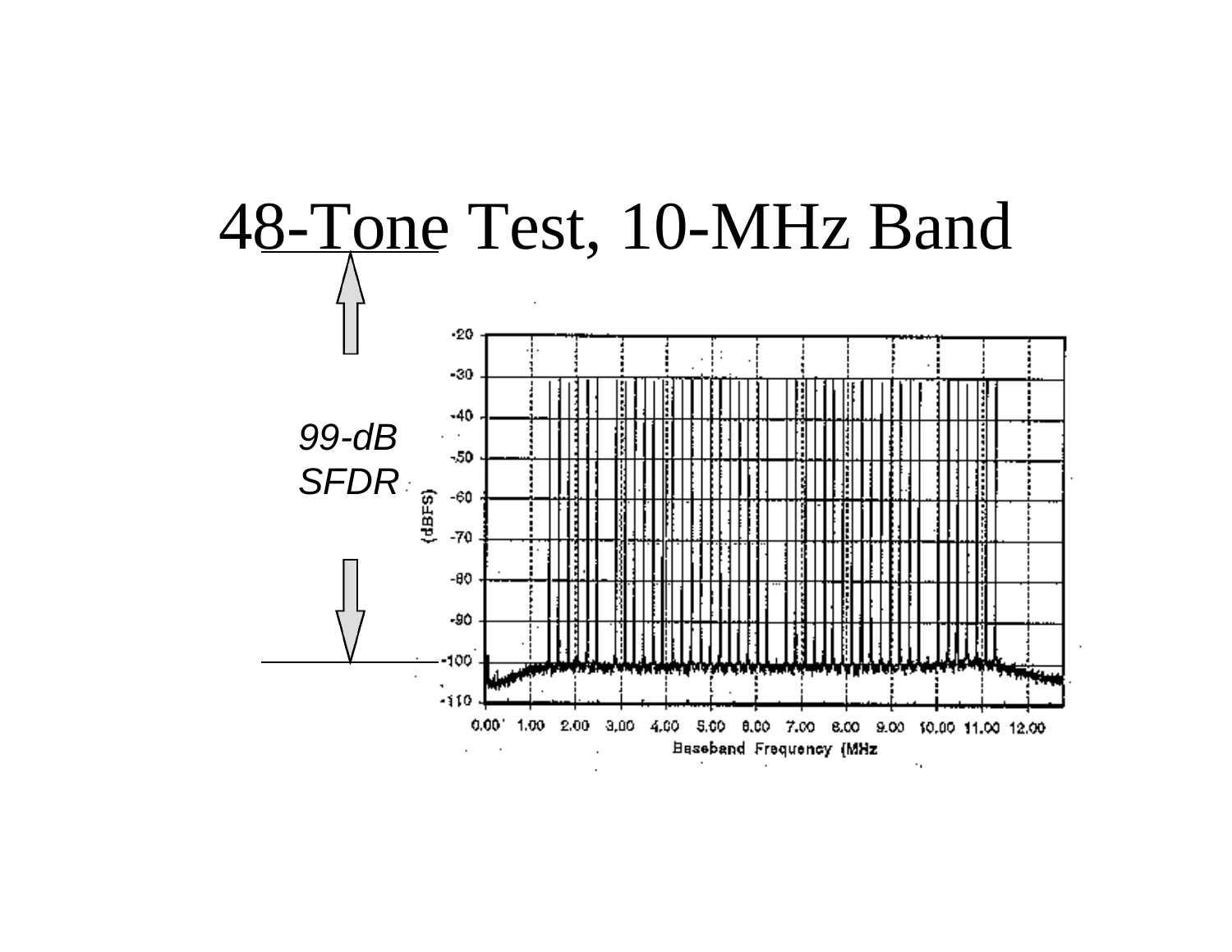# 48-Tone Test, 10-MHz Band

*99-dB SFDR*

-20
-30
-40
-50
-60
-70
-80
-90
-100
-110

(dBFS)

0.00 1.00 2.00 3.00 4.00 5.00 6.00 7.00 8.00 9.00 10.00 11.00 12.00

Baseband Frequency (MHz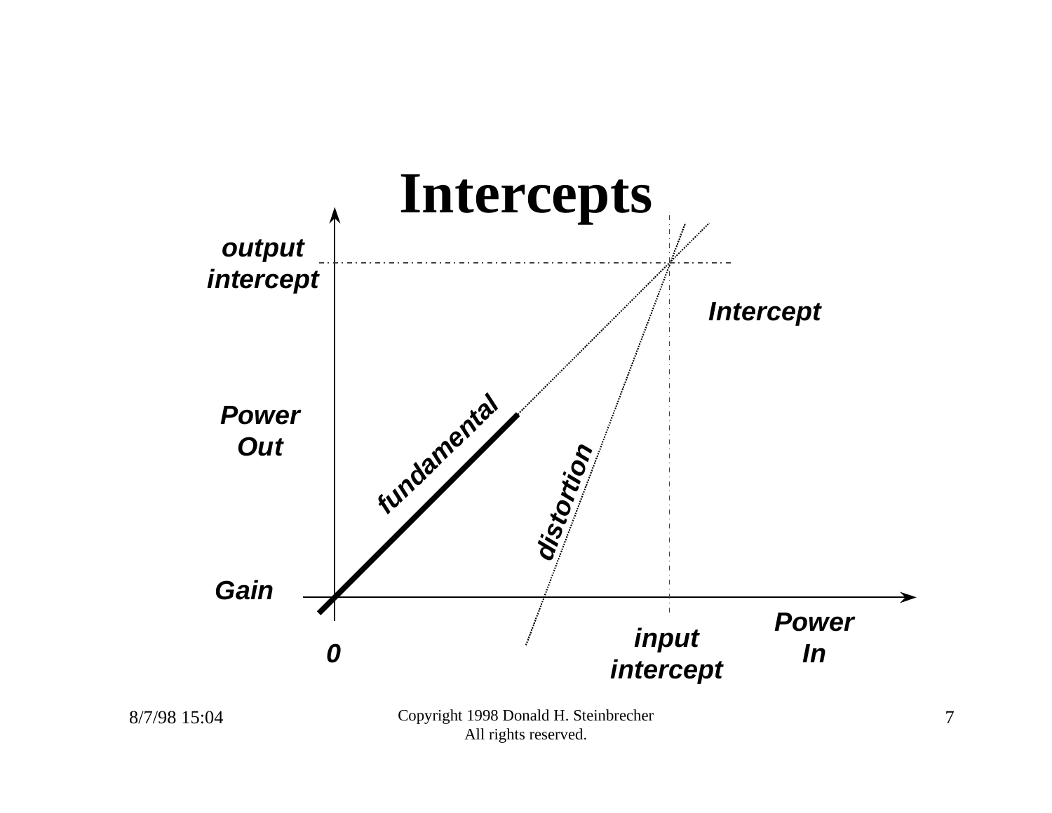# Intercepts

output intercept

Intercept

Power Out

fundamental

distortion

Gain

0

input intercept

Power In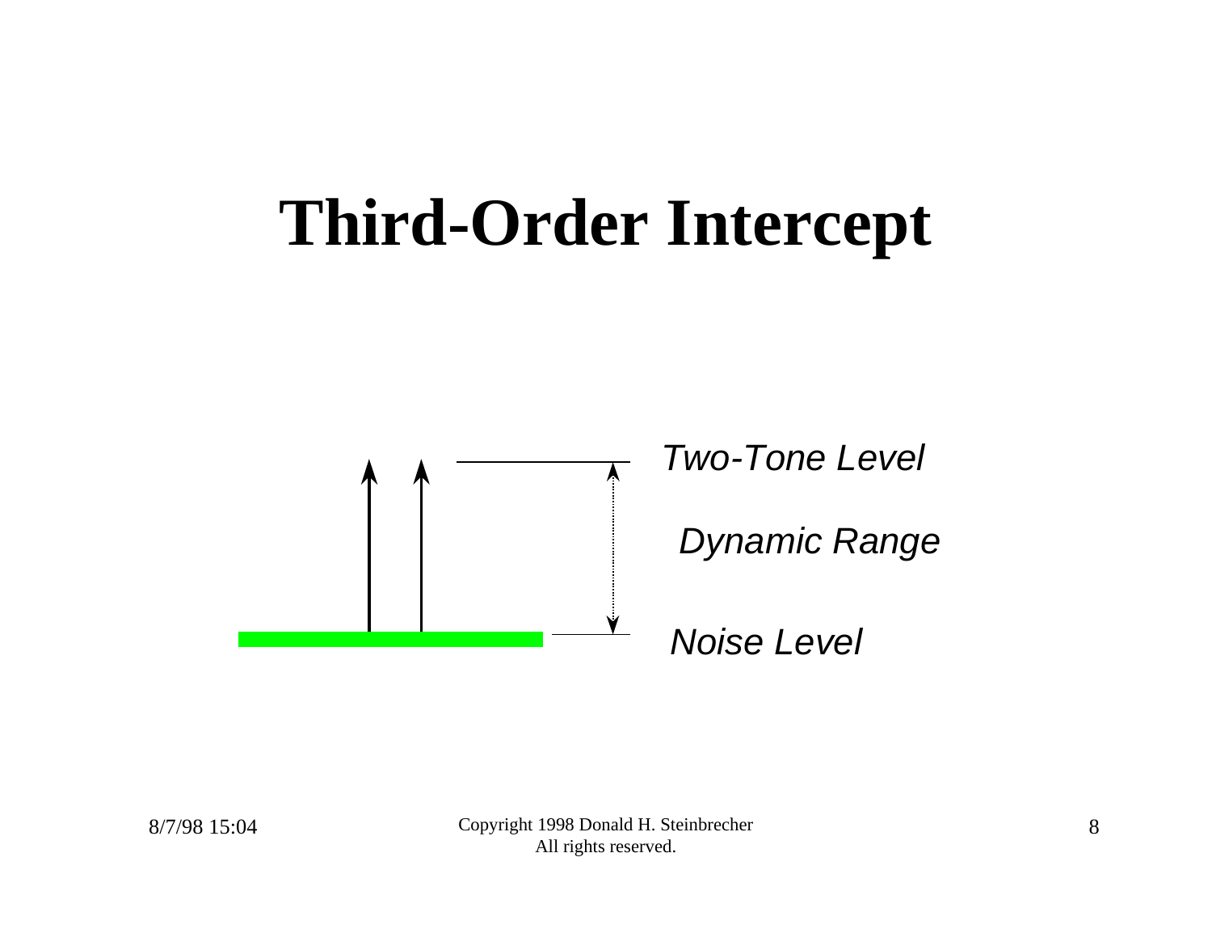# Third-Order Intercept

*Two-Tone Level*

*Dynamic Range*

*Noise Level*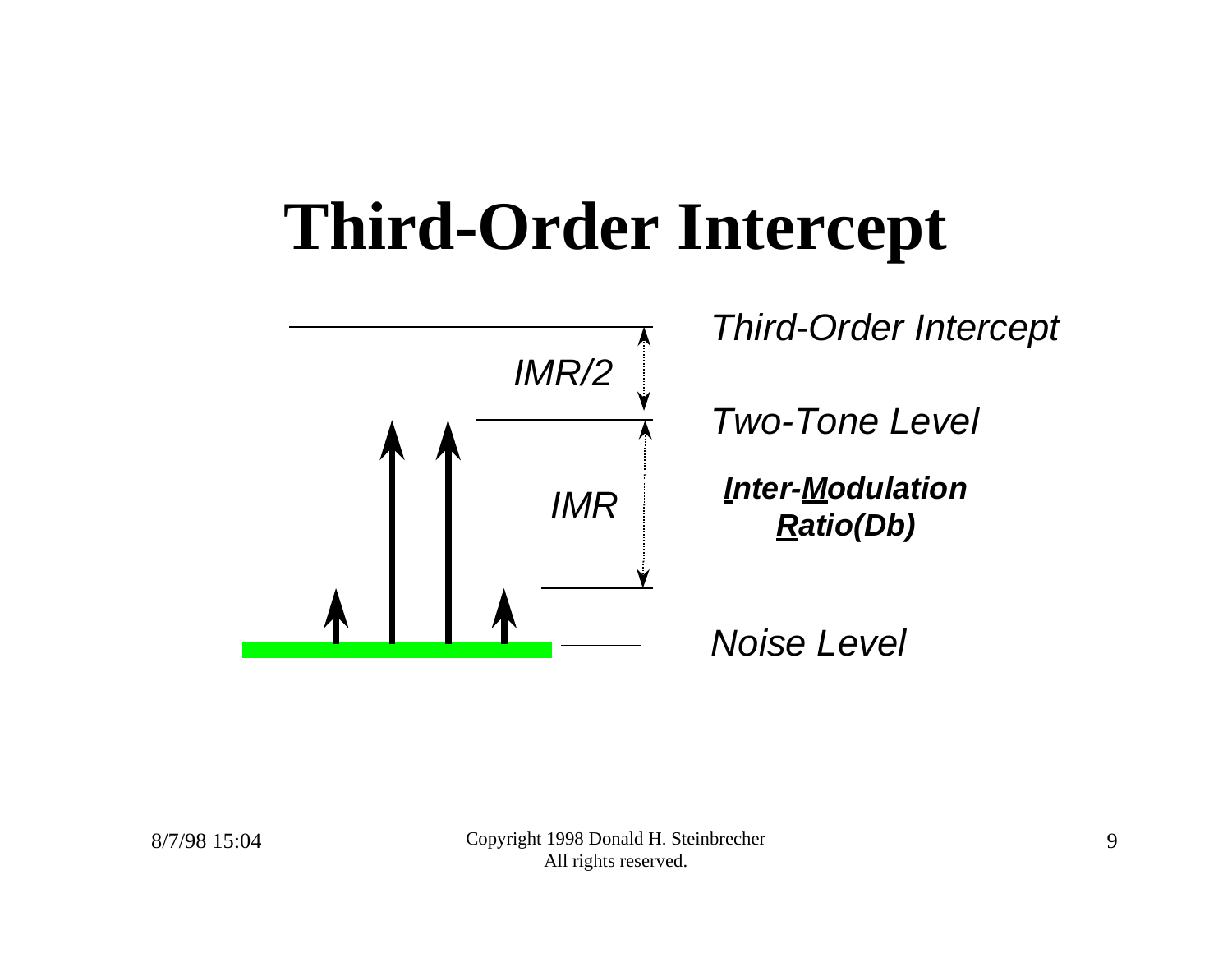# Third-Order Intercept

*IMR/2*

*Third-Order Intercept*

*Two-Tone Level*

*IMR*

***I**nter-**M**odulation **R**atio(Db)*

*Noise Level*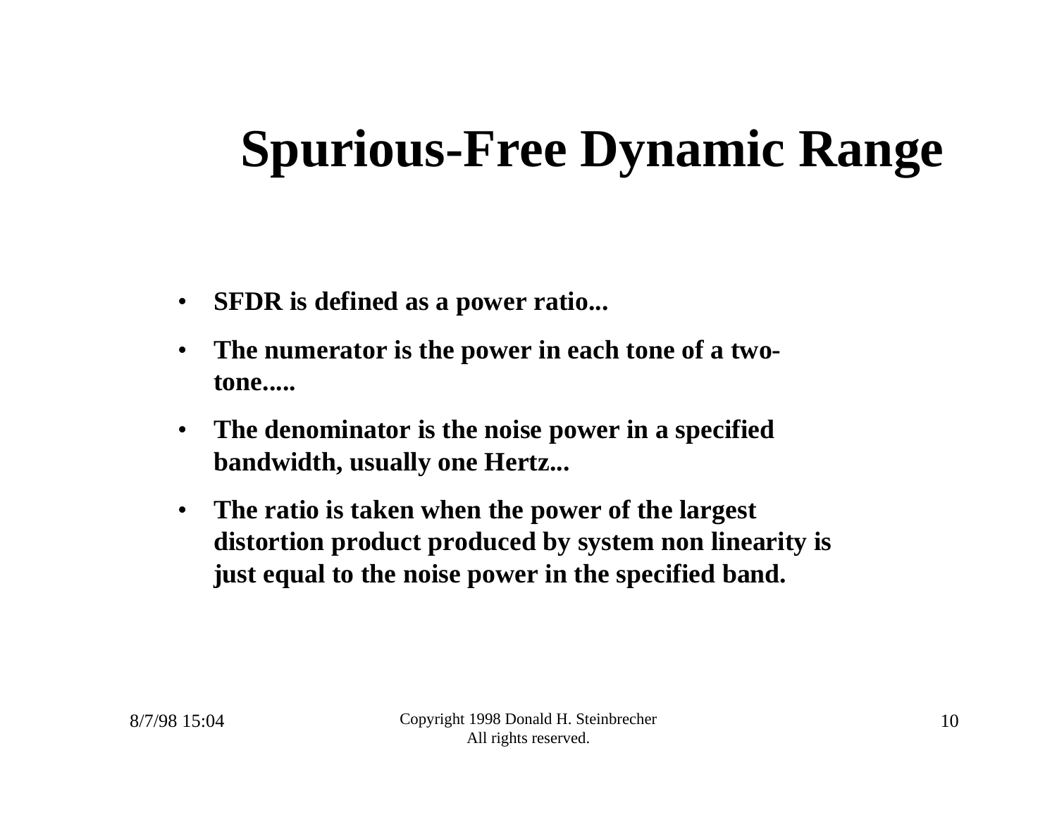# Spurious-Free Dynamic Range

- SFDR is defined as a power ratio...
- The numerator is the power in each tone of a two-tone.....
- The denominator is the noise power in a specified bandwidth, usually one Hertz...
- The ratio is taken when the power of the largest distortion product produced by system non linearity is just equal to the noise power in the specified band.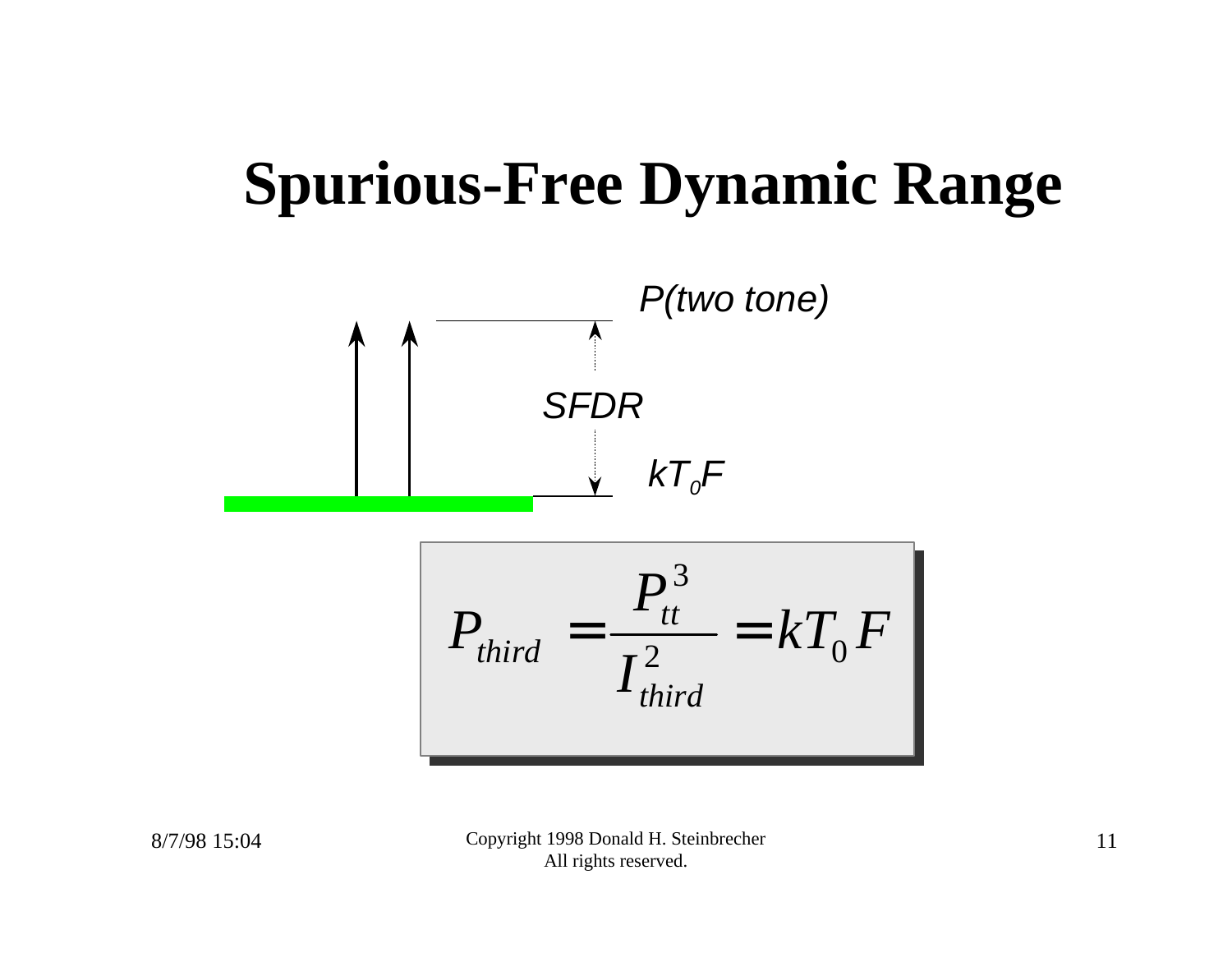# Spurious-Free Dynamic Range

*P(two tone)*

*SFDR*

$kT_0F$

$$P_{third} = \frac{P_{tt}^3}{I_{third}^2} = kT_0F$$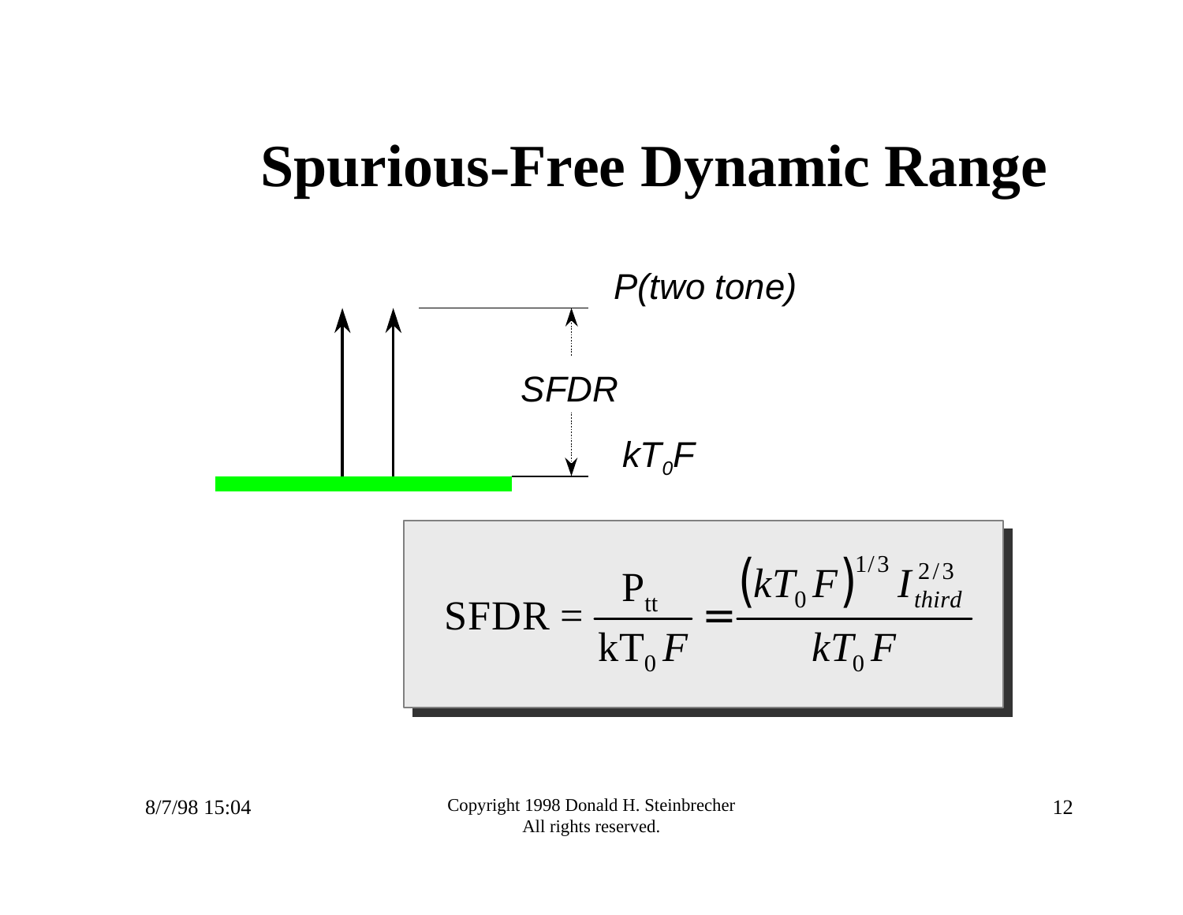# Spurious-Free Dynamic Range

*P(two tone)*

*SFDR*

$kT_0F$

$$\mathrm{SFDR} = \frac{\mathrm{P_{tt}}}{\mathrm{kT_0}F} = \frac{\left(kT_0F\right)^{1/3} I_{third}^{2/3}}{kT_0F}$$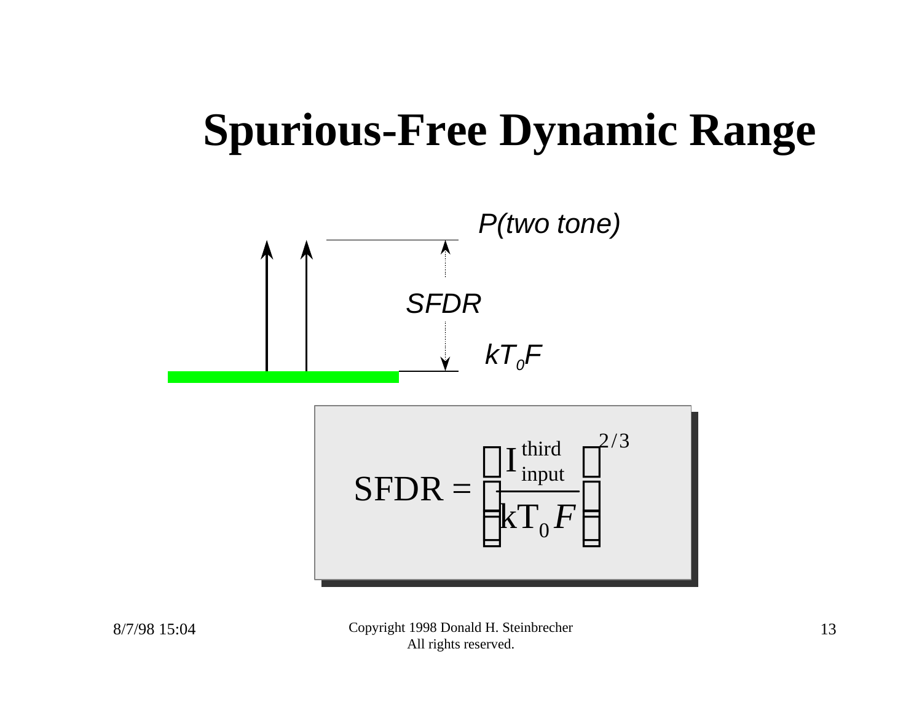# Spurious-Free Dynamic Range

*P(two tone)*

*SFDR*

*$kT_0F$*

$$\mathrm{SFDR} = \left( \frac{I_{\mathrm{input}}^{\mathrm{third}}}{kT_0 F} \right)^{2/3}$$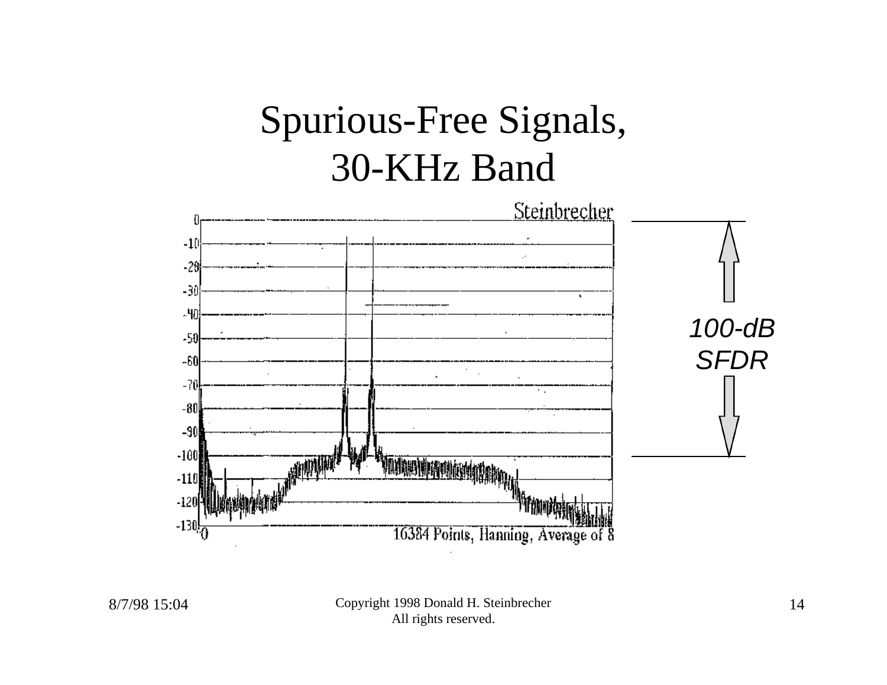# Spurious-Free Signals, 30-KHz Band

Steinbrecher

0
-10
-20
-30
-40
-50
-60
-70
-80
-90
-100
-110
-120
-130

0

16384 Points, Hanning, Average of 8

100-dB SFDR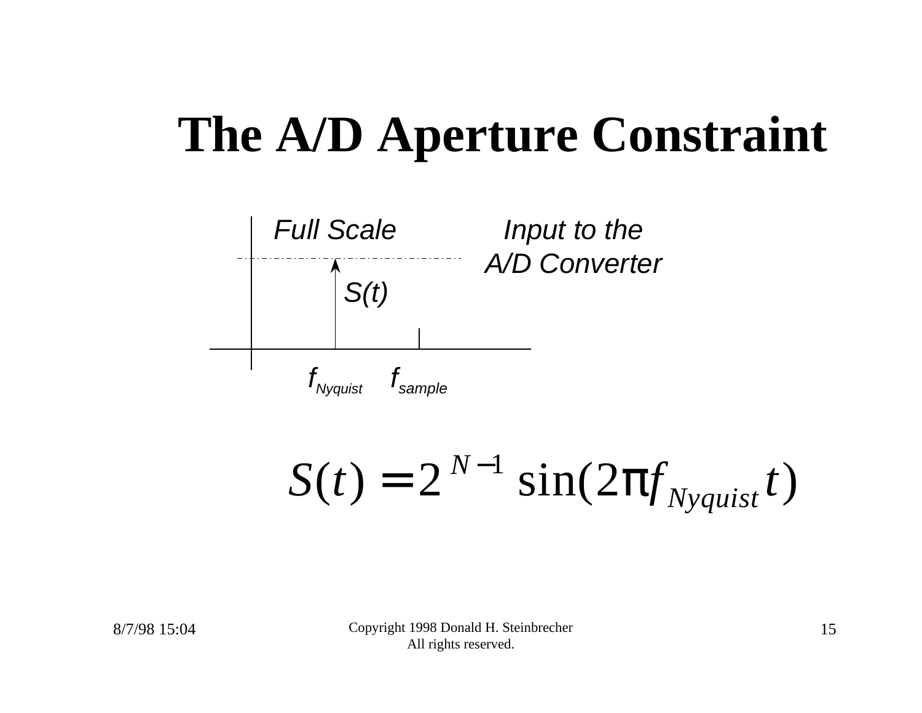# The A/D Aperture Constraint

Full Scale

Input to the A/D Converter

S(t)

$f_{Nyquist}$ $f_{sample}$

$$S(t) = 2^{N-1} \sin(2\pi f_{Nyquist} t)$$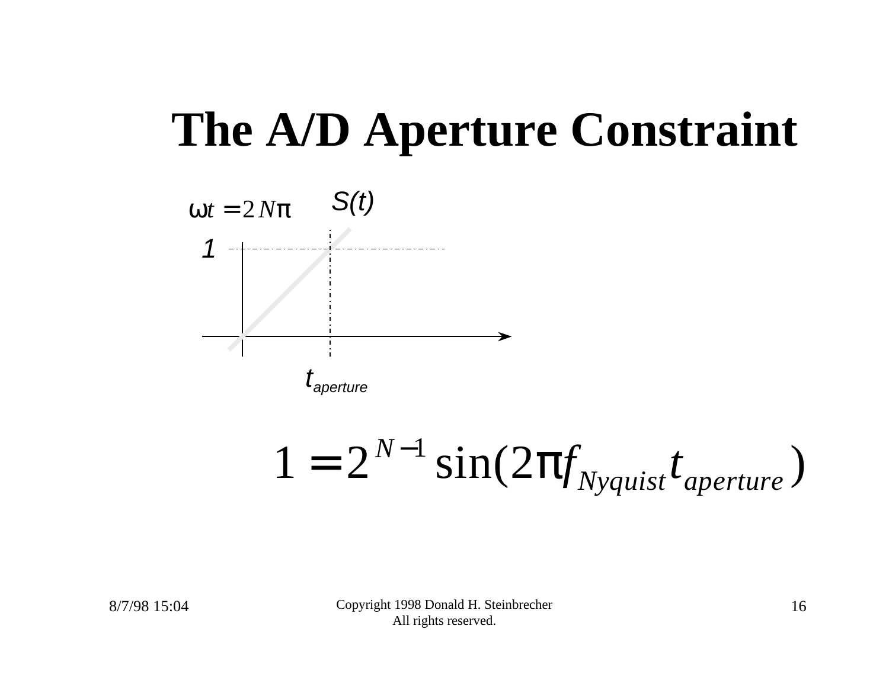# The A/D Aperture Constraint

$\omega t = 2^N \pi$

S(t)

1

$t_{aperture}$

$$1 = 2^{N-1} \sin(2\pi f_{Nyquist} t_{aperture})$$

8/7/98 15:04

Copyright 1998 Donald H. Steinbrecher
All rights reserved.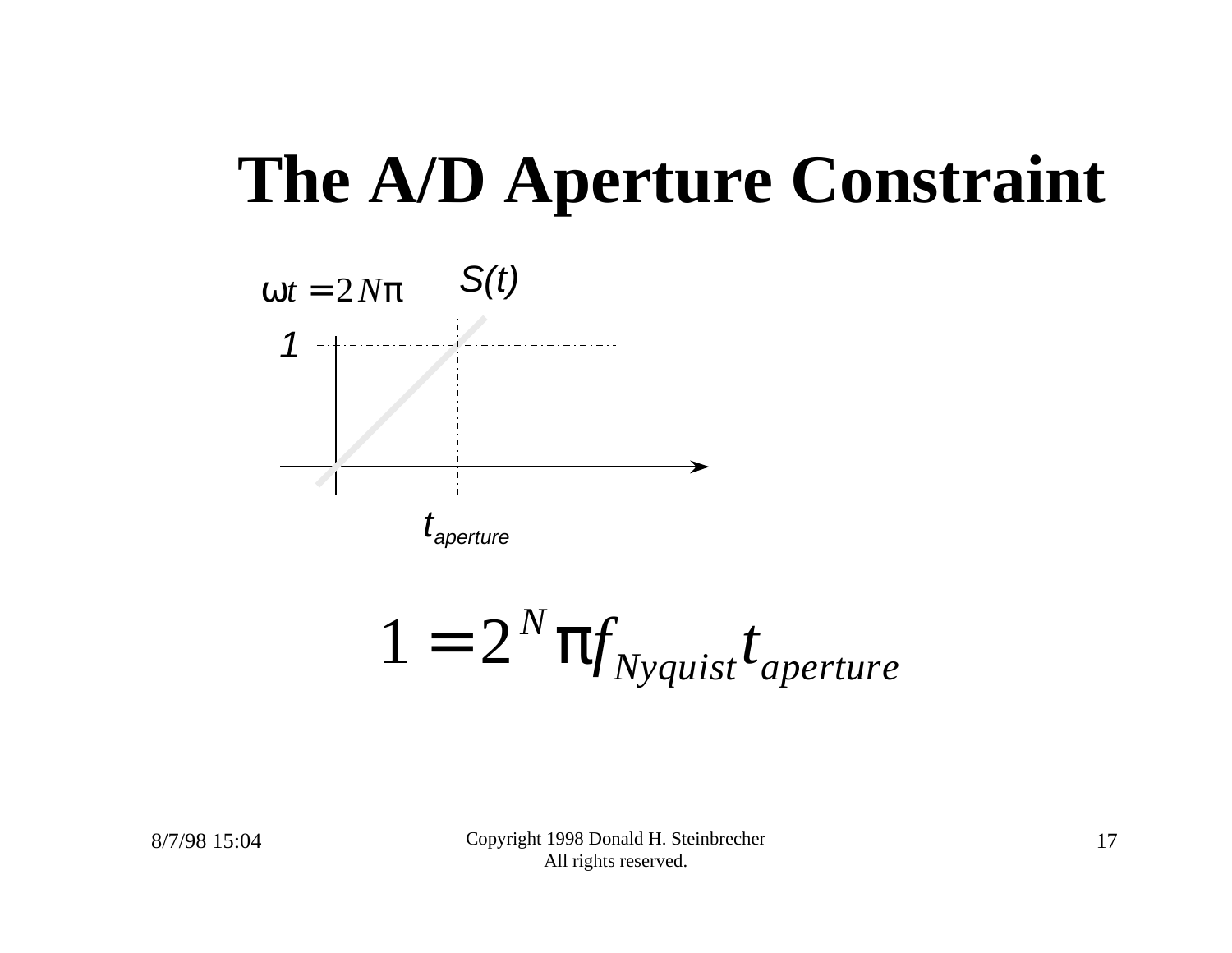# The A/D Aperture Constraint

$\omega t = 2^N \pi$

$S(t)$

1

$t_{aperture}$

$$1 = 2^N \pi f_{Nyquist} t_{aperture}$$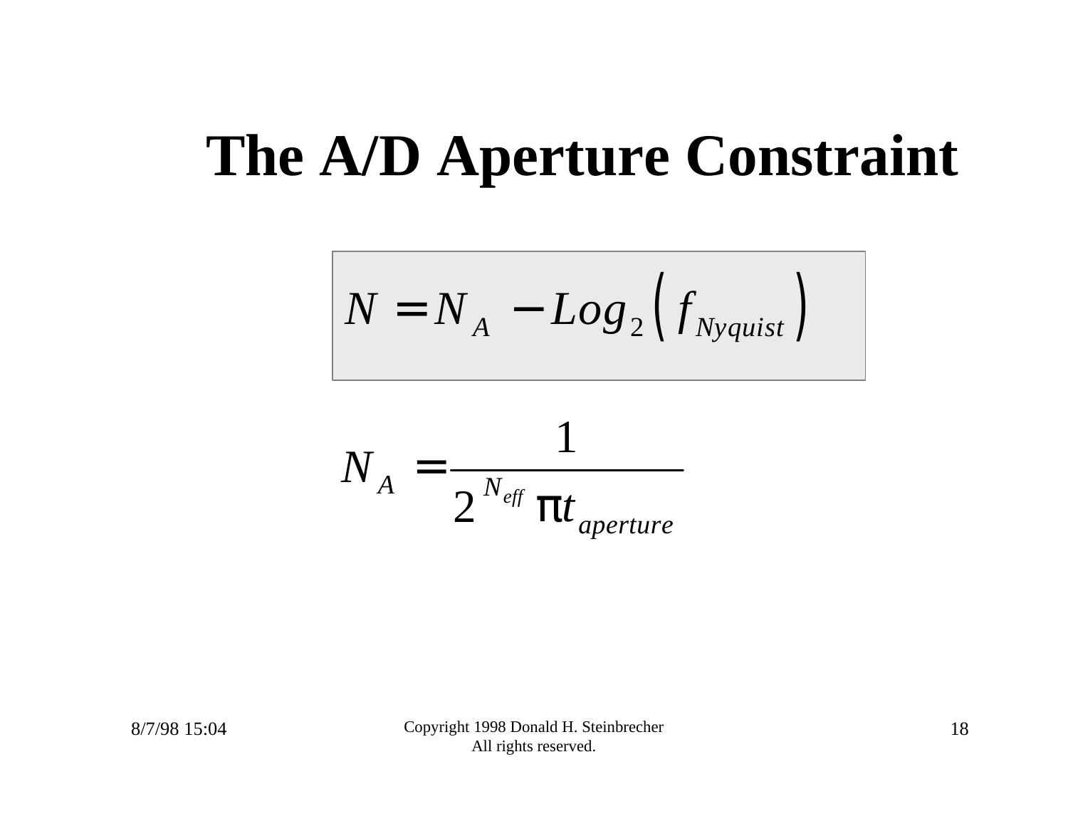# The A/D Aperture Constraint

$$N = N_A - Log_2\left(f_{Nyquist}\right)$$

$$N_A = \frac{1}{2^{N_{eff}} \pi t_{aperture}}$$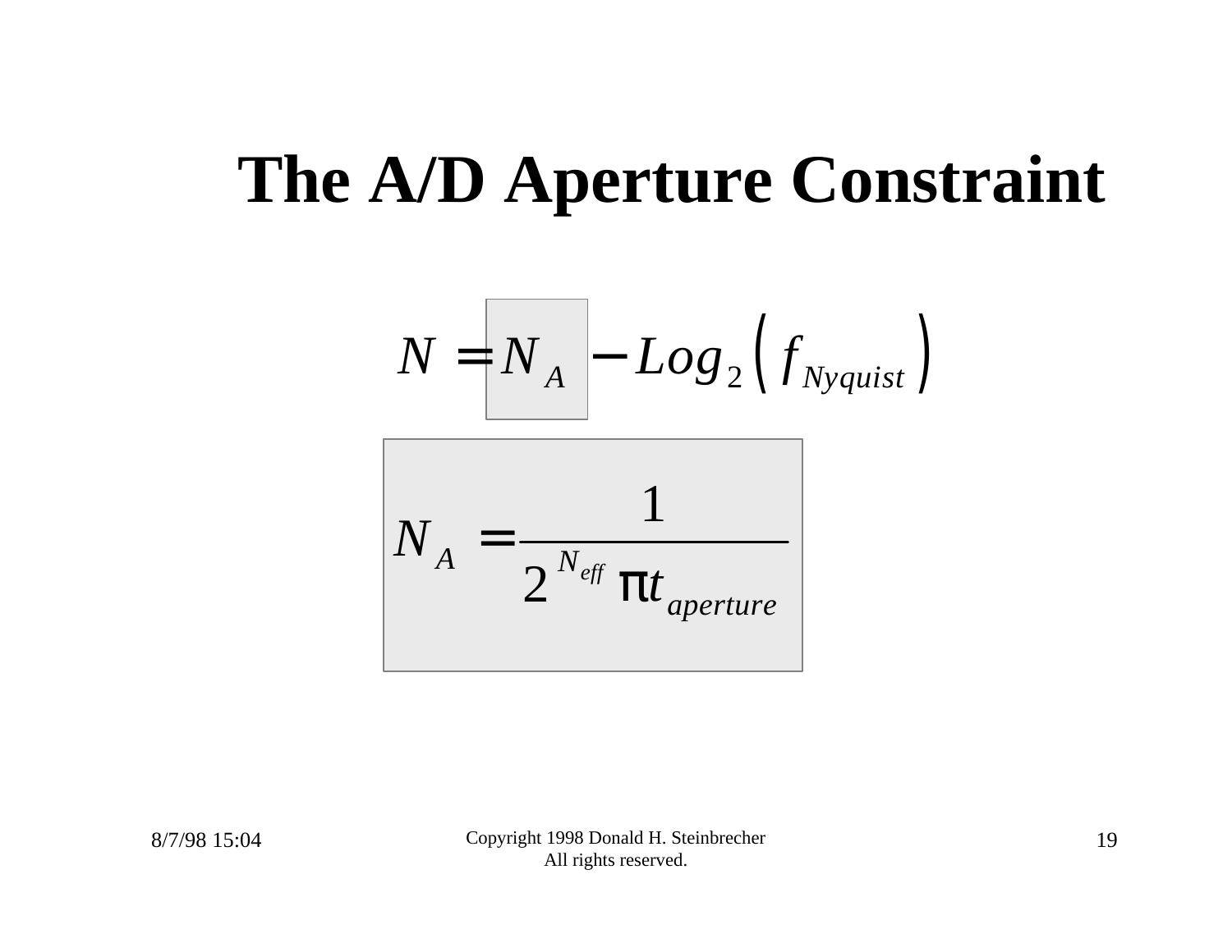# The A/D Aperture Constraint

$$N = N_A - Log_2\left(f_{Nyquist}\right)$$

$$N_A = \frac{1}{2^{N_{eff}} \pi t_{aperture}}$$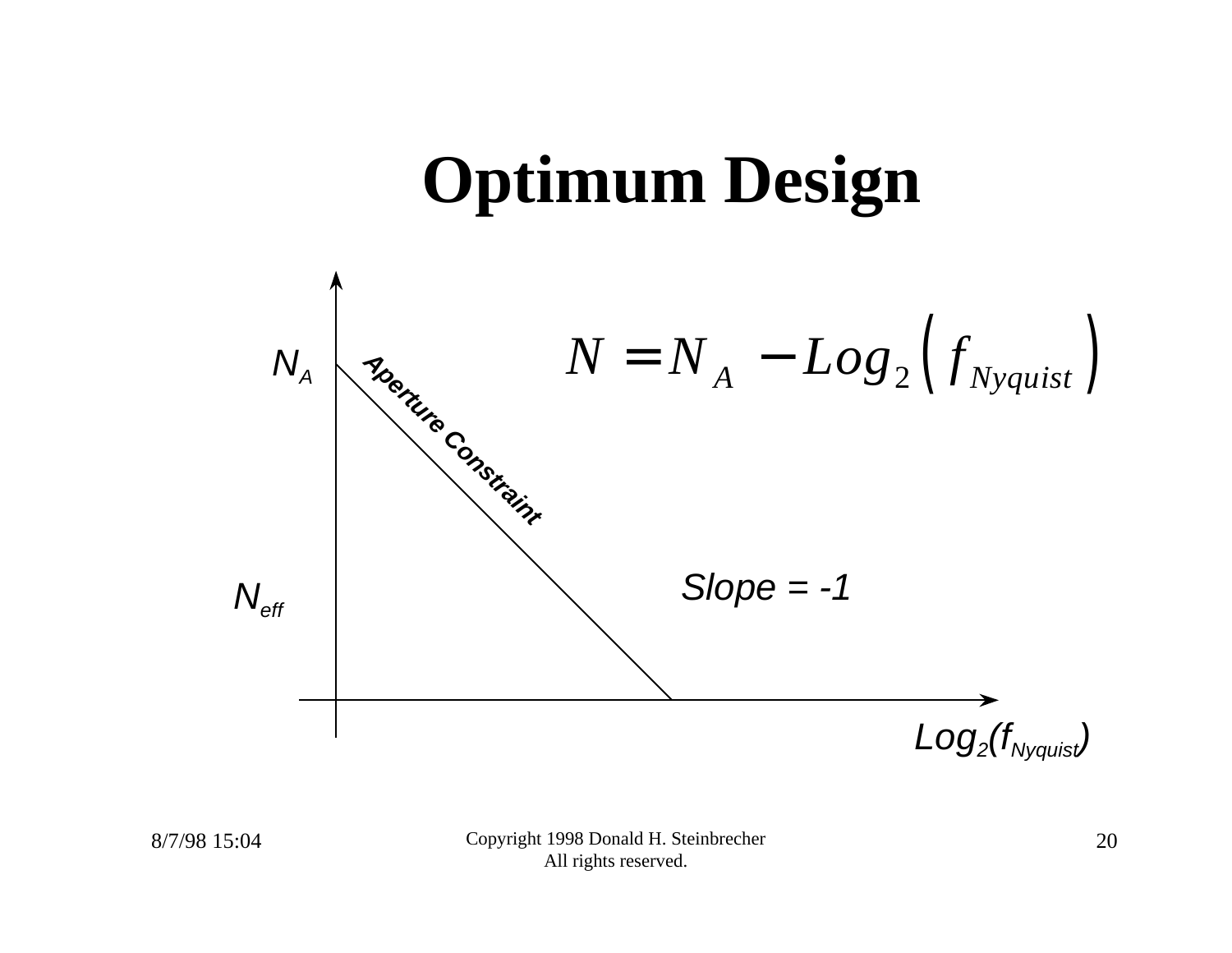# Optimum Design

$$N = N_A - Log_2\left(f_{Nyquist}\right)$$

$N_A$

Aperture Constraint

Slope = -1

$N_{eff}$

$Log_2(f_{Nyquist})$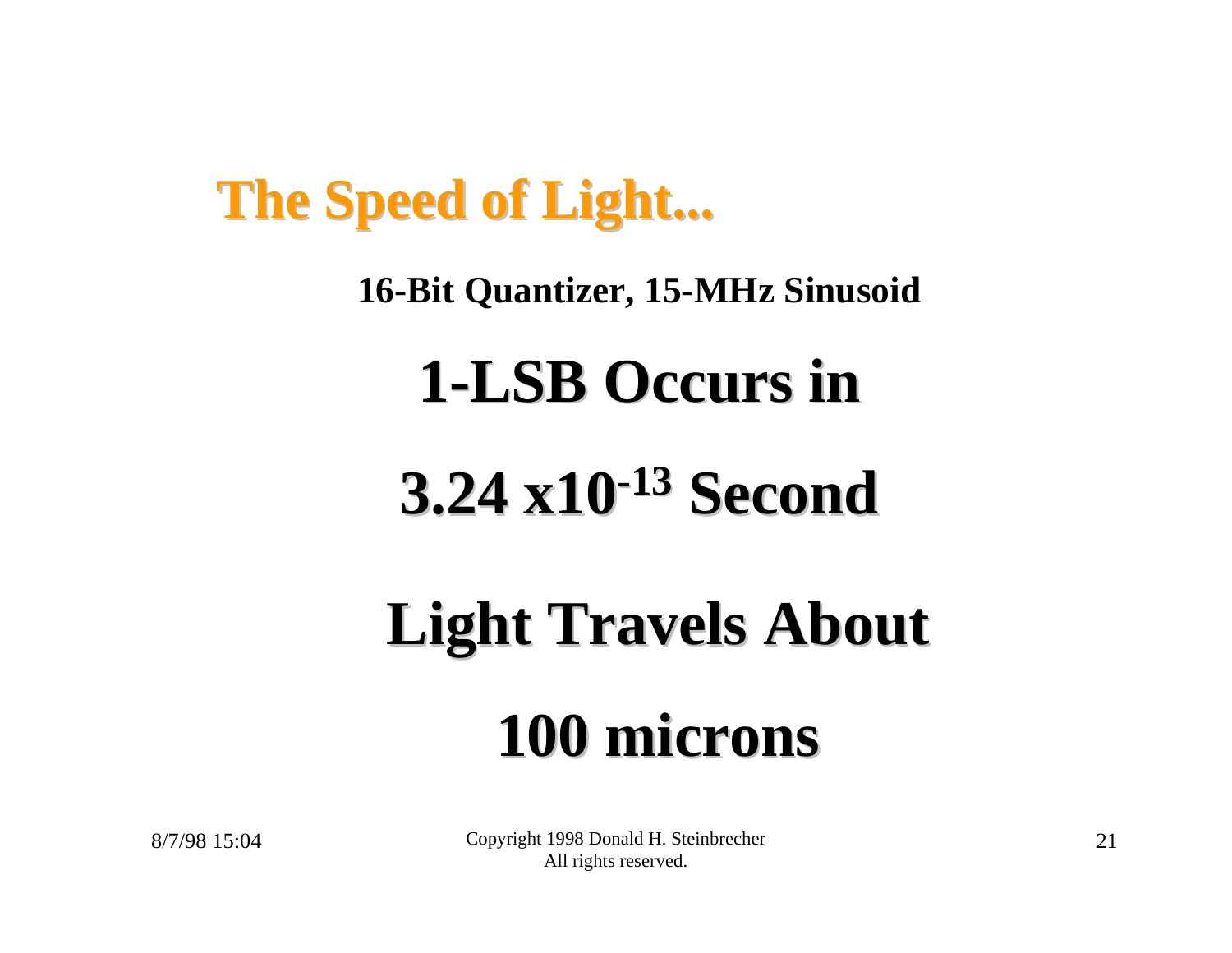# The Speed of Light...

**16-Bit Quantizer, 15-MHz Sinusoid**

## 1-LSB Occurs in

## $3.24 \times 10^{-13}$ Second

## Light Travels About

## 100 microns

8/7/98 15:04

Copyright 1998 Donald H. Steinbrecher
All rights reserved.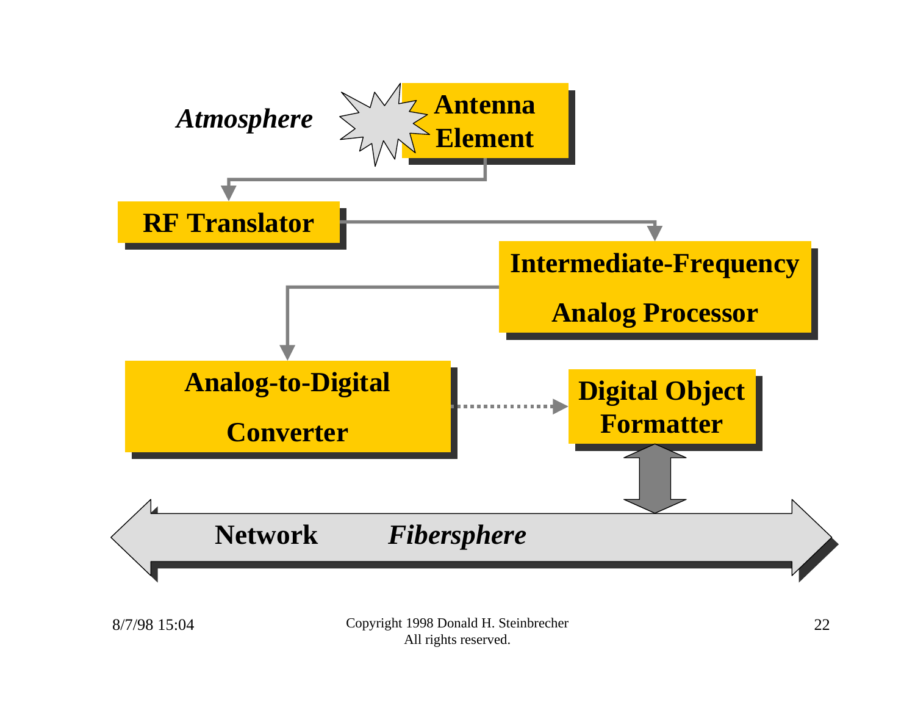*Atmosphere*

**Antenna Element**

**RF Translator**

**Intermediate-Frequency Analog Processor**

**Analog-to-Digital Converter**

**Digital Object Formatter**

**Network** ***Fibersphere***

8/7/98 15:04

Copyright 1998 Donald H. Steinbrecher
All rights reserved.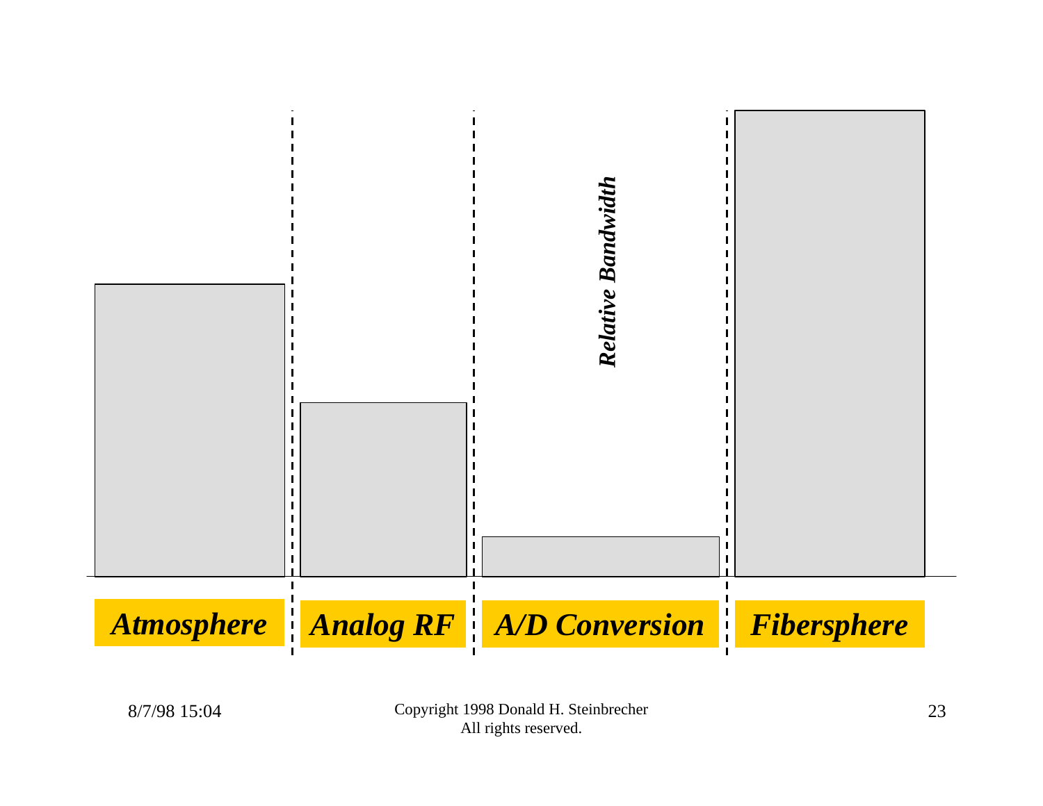*Relative Bandwidth*

***Atmosphere*** | ***Analog RF*** | ***A/D Conversion*** | ***Fibersphere***

Copyright 1998 Donald H. Steinbrecher
All rights reserved.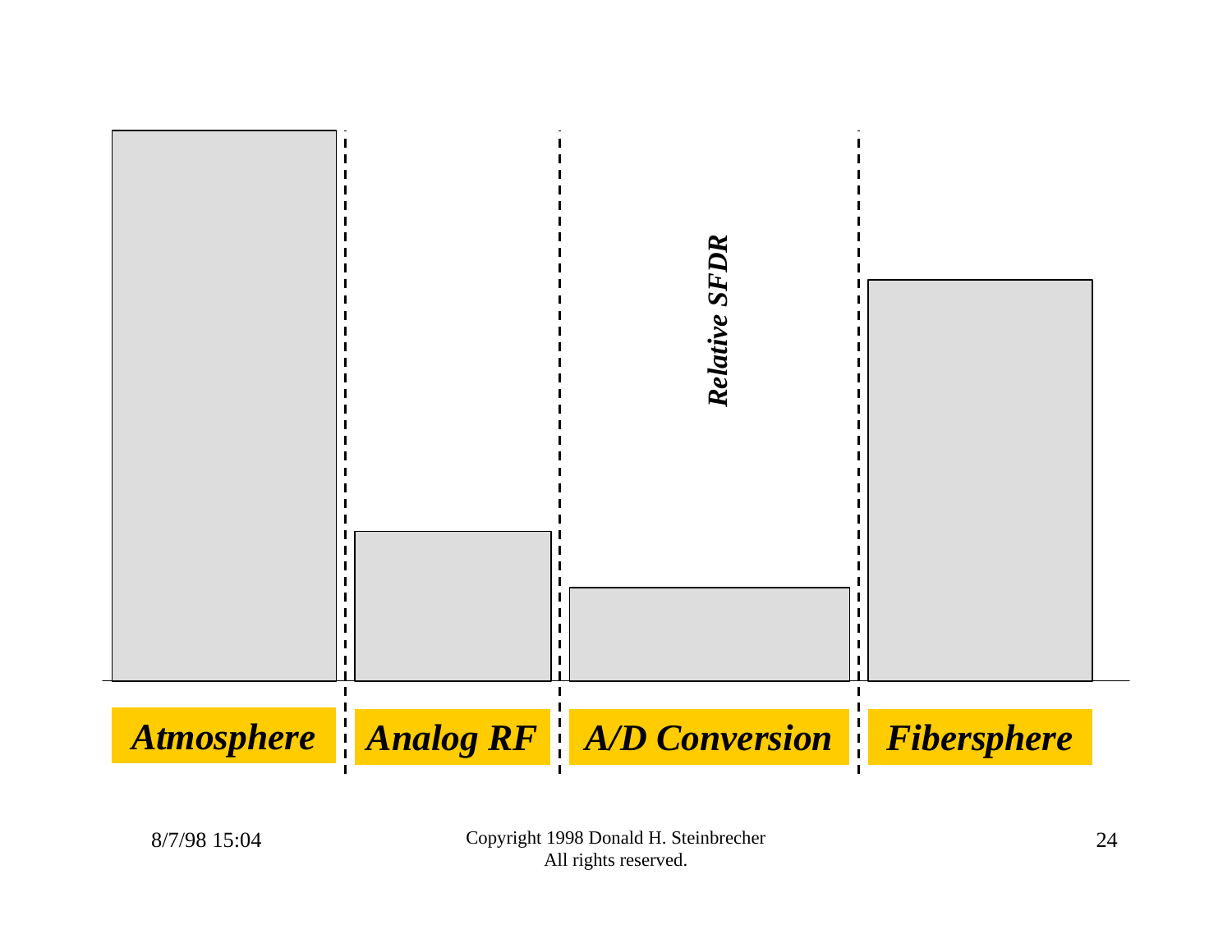*Relative SFDR*

***Atmosphere*** | ***Analog RF*** | ***A/D Conversion*** | ***Fibersphere***

Copyright 1998 Donald H. Steinbrecher
All rights reserved.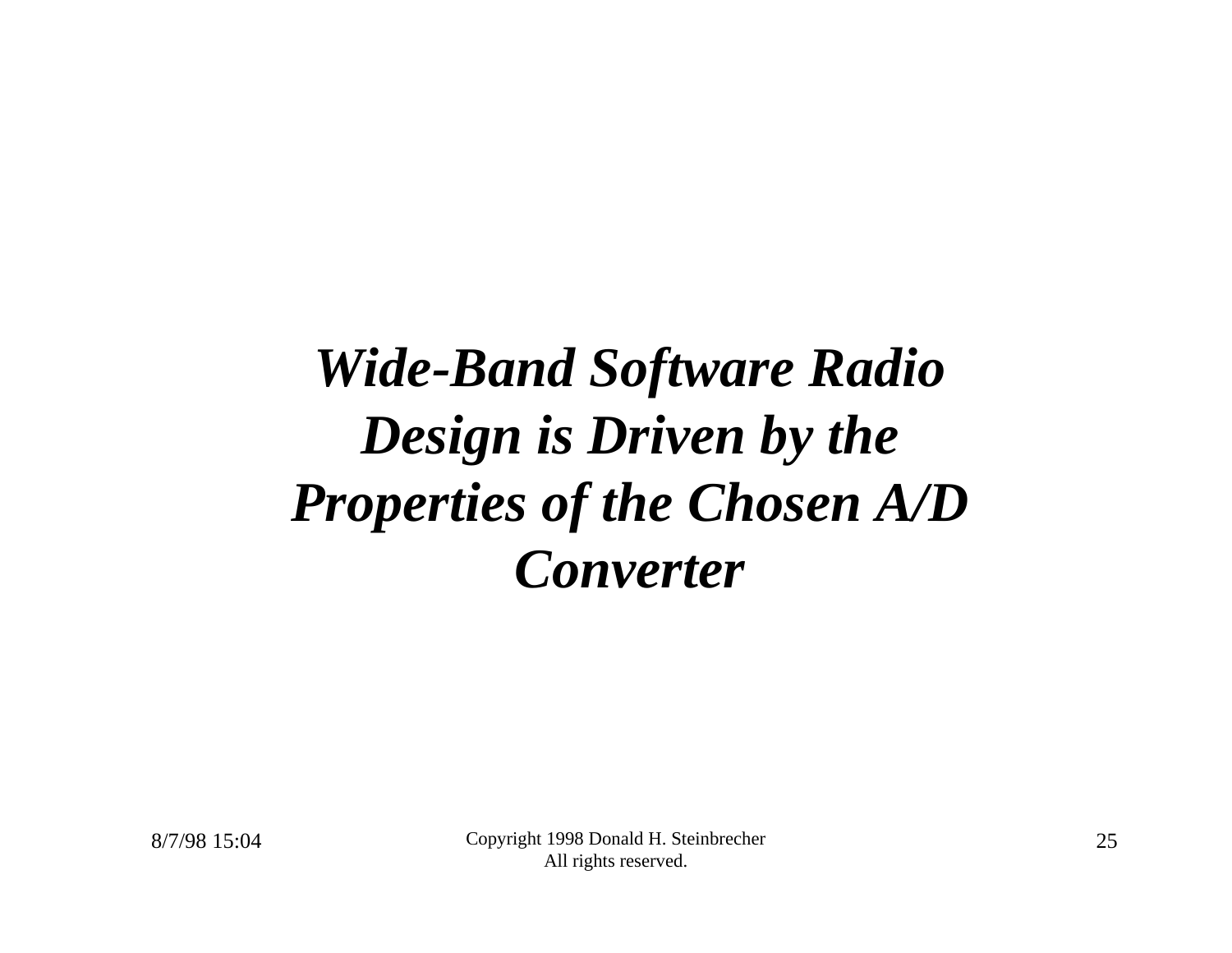# ***Wide-Band Software Radio Design is Driven by the Properties of the Chosen A/D Converter***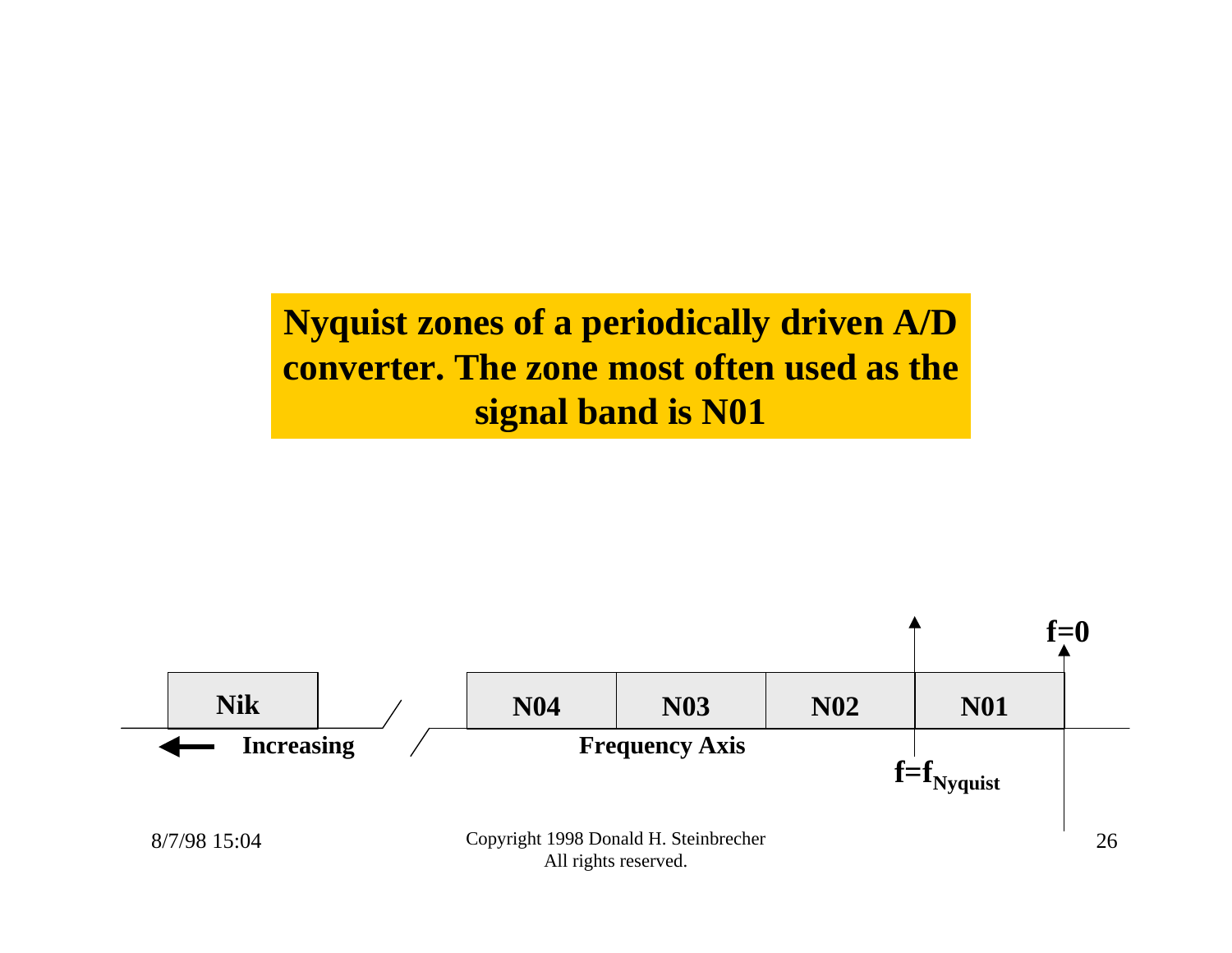**Nyquist zones of a periodically driven A/D converter. The zone most often used as the signal band is N01**

| Nik | | N04 | N03 | N02 | N01 |
|---|---|---|---|---|---|

← Increasing Frequency Axis

$f=f_{Nyquist}$

$f=0$

Copyright 1998 Donald H. Steinbrecher
All rights reserved.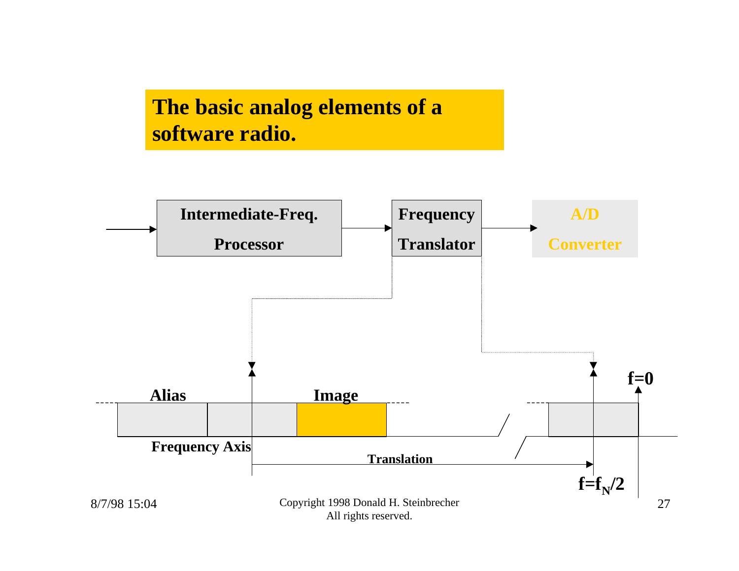# The basic analog elements of a software radio.

Intermediate-Freq. Processor → Frequency Translator → A/D Converter

Alias

Image

Frequency Axis

Translation

f=0

$f=f_N/2$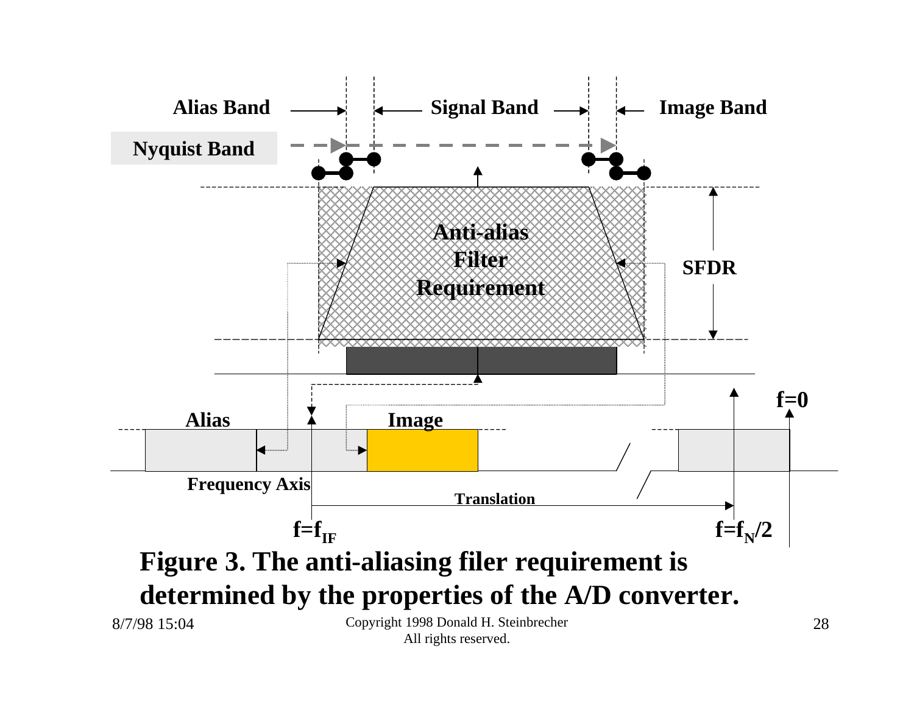Alias Band — Signal Band — Image Band

Nyquist Band

Anti-alias Filter Requirement

SFDR

Alias

Image

$f=0$

Frequency Axis

Translation

$f=f_{IF}$

$f=f_N/2$

**Figure 3. The anti-aliasing filer requirement is determined by the properties of the A/D converter.**

8/7/98 15:04

Copyright 1998 Donald H. Steinbrecher
All rights reserved.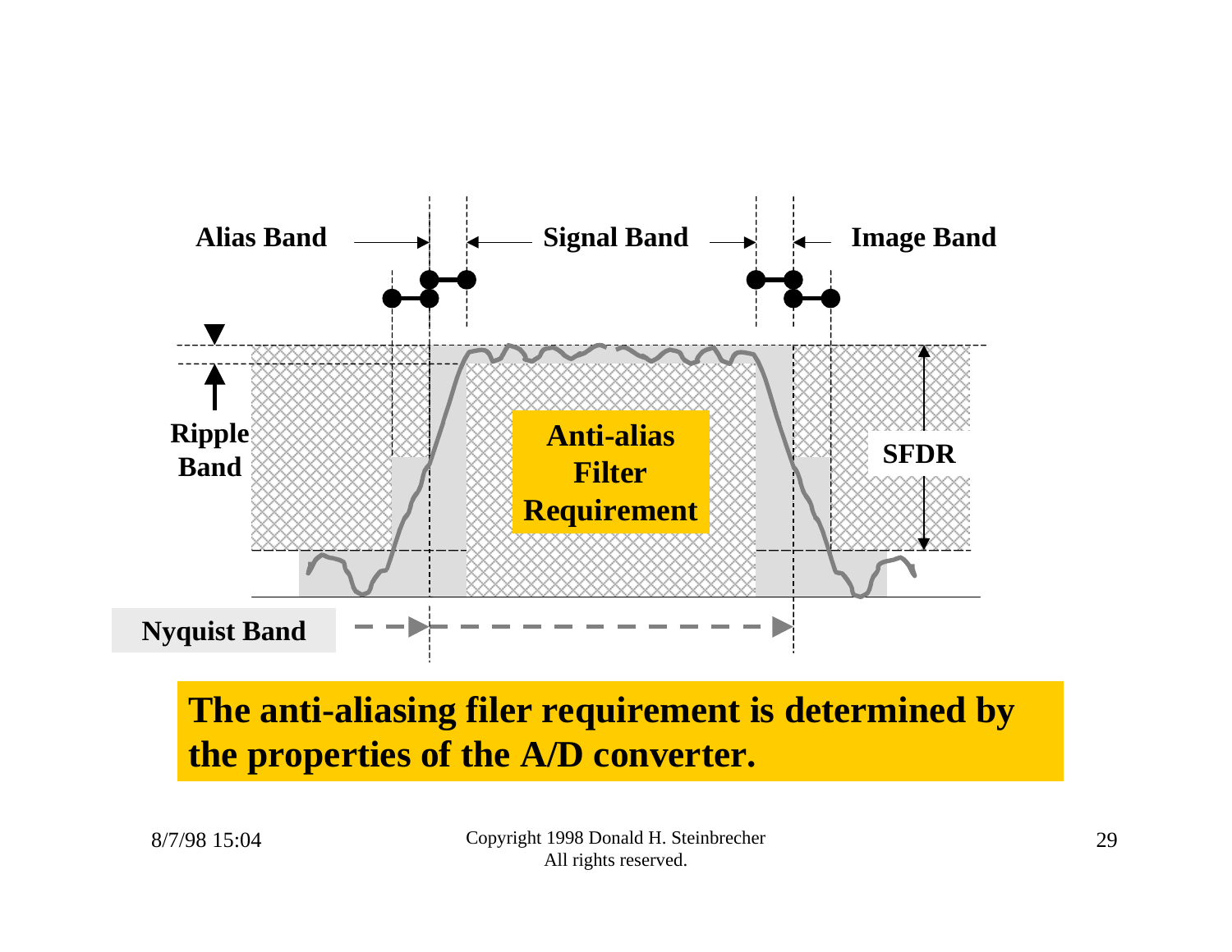Alias Band

Signal Band

Image Band

Ripple Band

Anti-alias Filter Requirement

SFDR

Nyquist Band

**The anti-aliasing filer requirement is determined by the properties of the A/D converter.**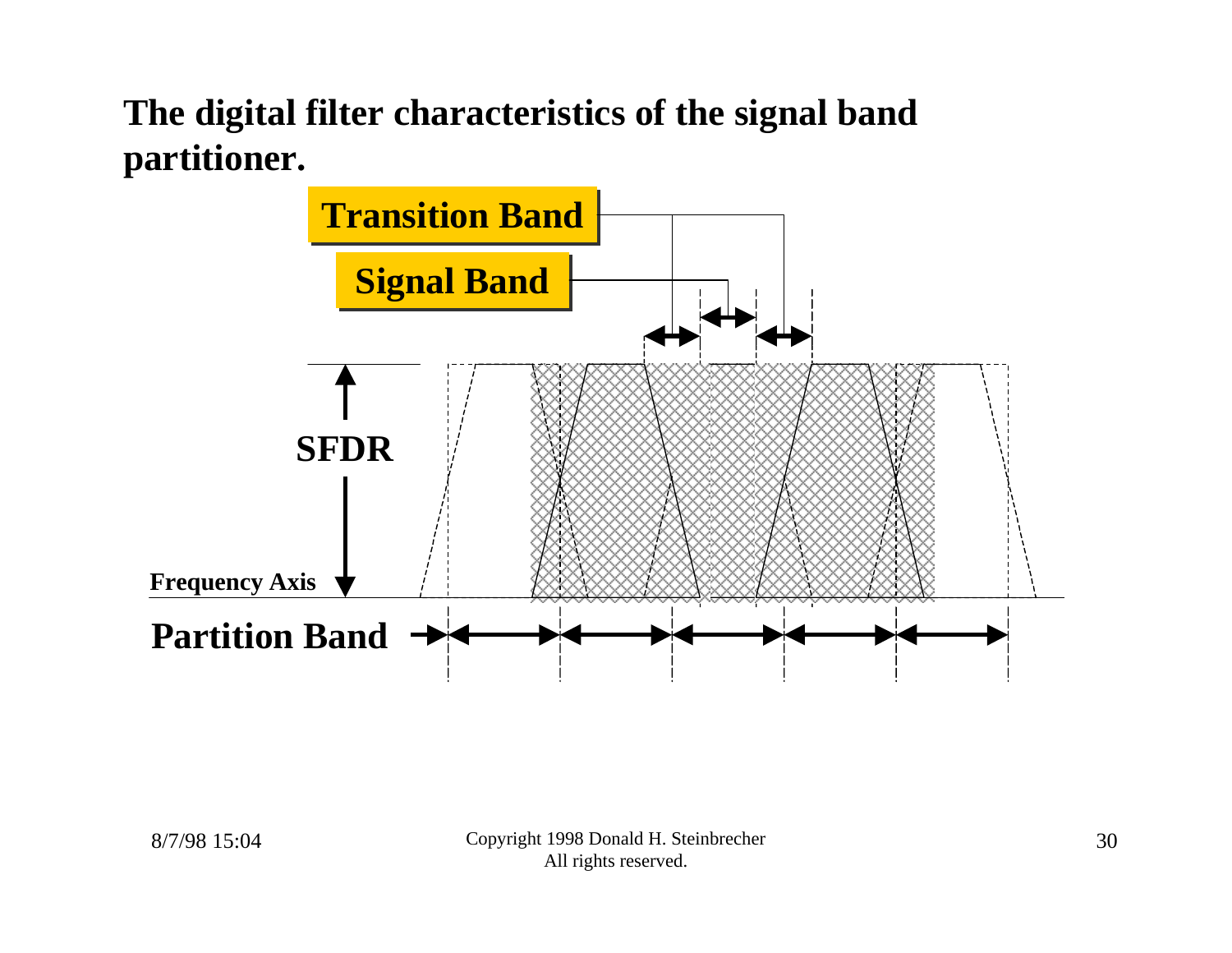# The digital filter characteristics of the signal band partitioner.

Transition Band

Signal Band

SFDR

Frequency Axis

Partition Band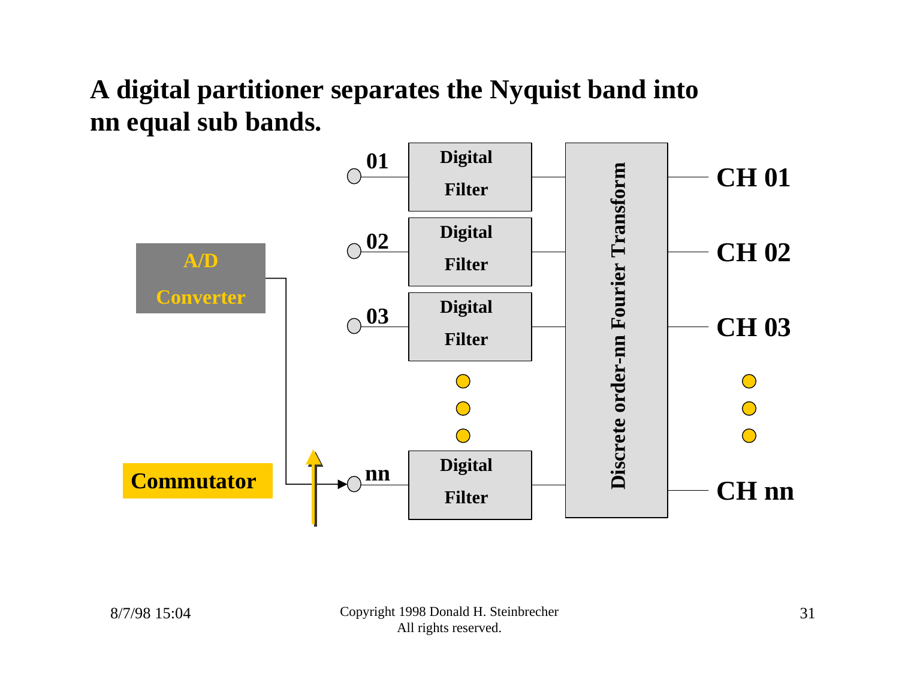# A digital partitioner separates the Nyquist band into nn equal sub bands.

A/D Converter

Commutator

01 — Digital Filter

02 — Digital Filter

03 — Digital Filter

nn — Digital Filter

Discrete order-nn Fourier Transform

CH 01

CH 02

CH 03

CH nn

8/7/98 15:04

Copyright 1998 Donald H. Steinbrecher
All rights reserved.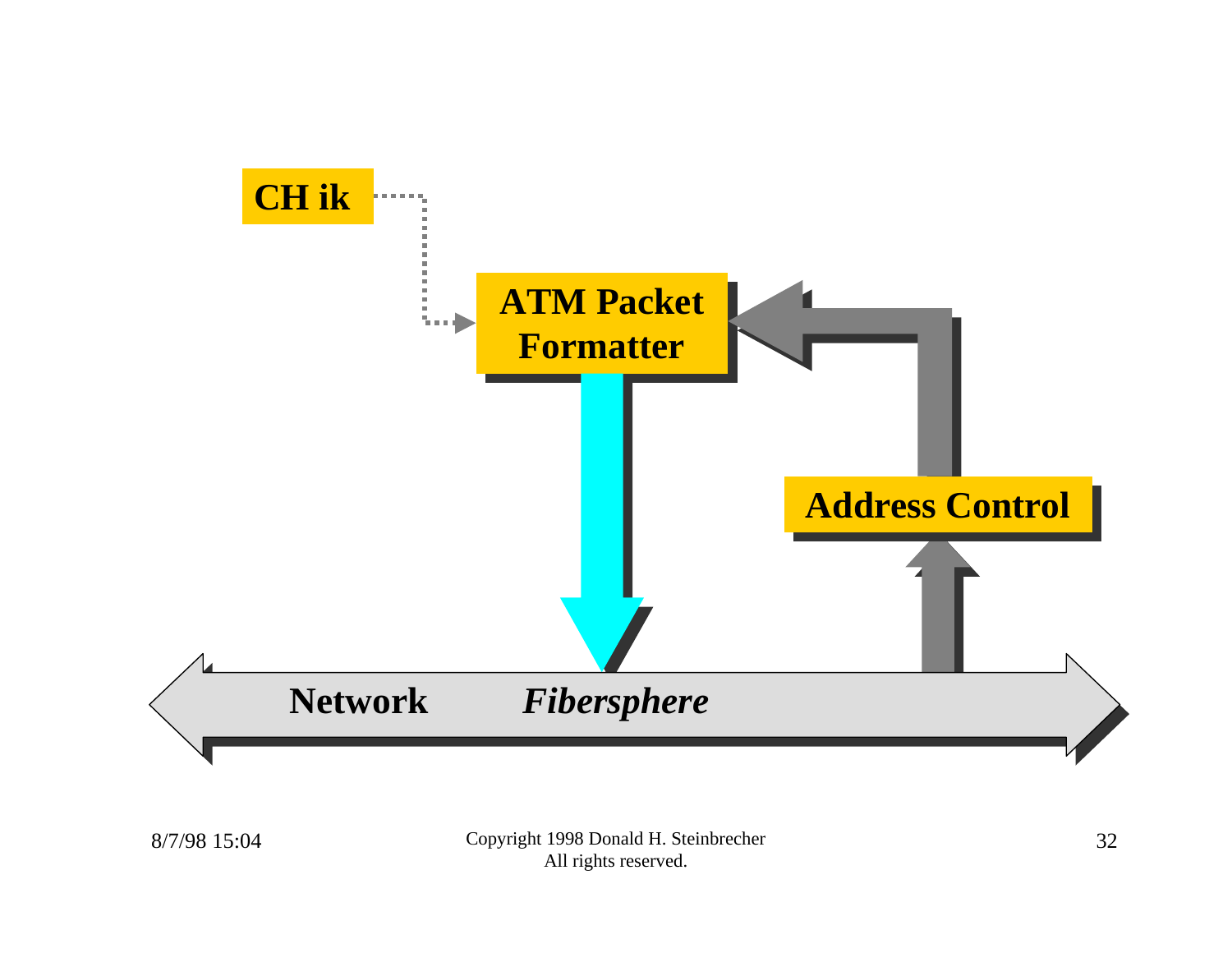CH ik

ATM Packet Formatter

Address Control

Network *Fibersphere*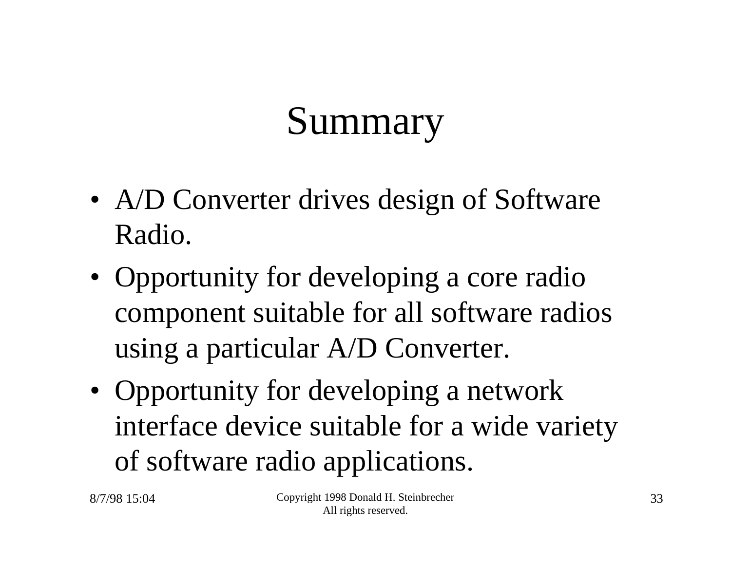# Summary

- A/D Converter drives design of Software Radio.
- Opportunity for developing a core radio component suitable for all software radios using a particular A/D Converter.
- Opportunity for developing a network interface device suitable for a wide variety of software radio applications.